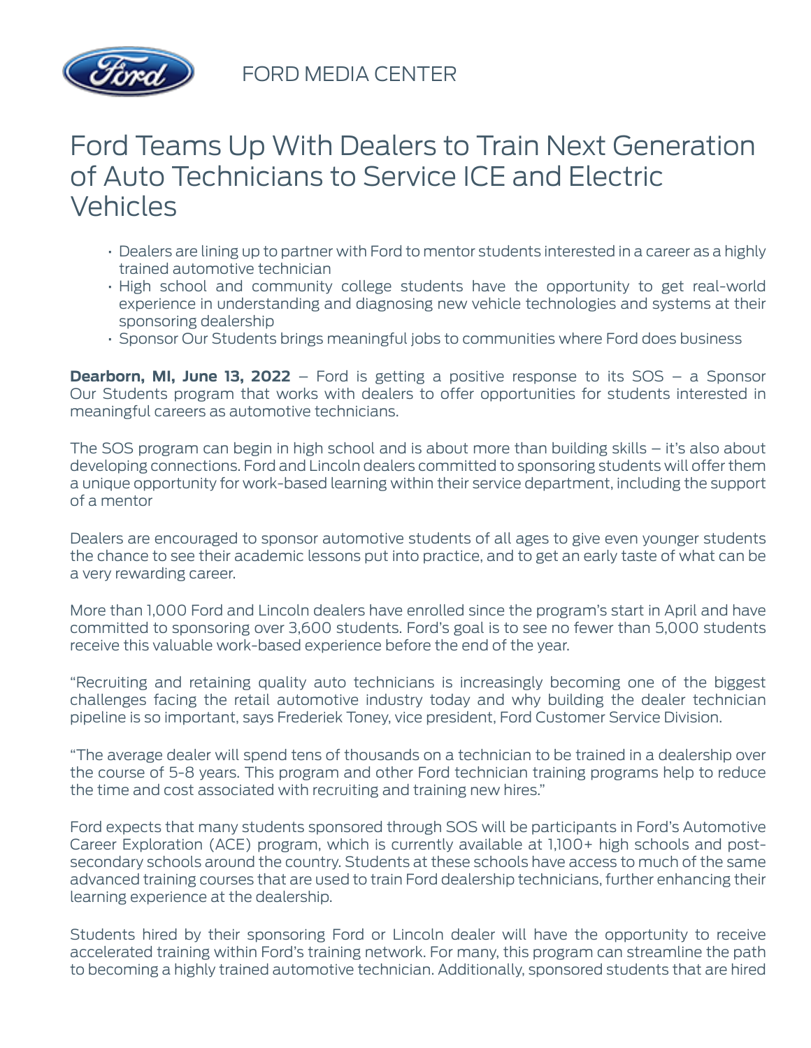FORD MEDIA CENTER

# Ford Teams Up With Dealers to Train Next Generation of Auto Technicians to Service ICE and Electric Vehicles

- Dealers are lining up to partner with Ford to mentor students interested in a career as a highly trained automotive technician
- High school and community college students have the opportunity to get real-world experience in understanding and diagnosing new vehicle technologies and systems at their sponsoring dealership
- Sponsor Our Students brings meaningful jobs to communities where Ford does business

**Dearborn, MI, June 13, 2022** – Ford is getting a positive response to its SOS – a Sponsor Our Students program that works with dealers to offer opportunities for students interested in meaningful careers as automotive technicians.

The SOS program can begin in high school and is about more than building skills – it's also about developing connections. Ford and Lincoln dealers committed to sponsoring students will offer them a unique opportunity for work-based learning within their service department, including the support of a mentor

Dealers are encouraged to sponsor automotive students of all ages to give even younger students the chance to see their academic lessons put into practice, and to get an early taste of what can be a very rewarding career.

More than 1,000 Ford and Lincoln dealers have enrolled since the program's start in April and have committed to sponsoring over 3,600 students. Ford's goal is to see no fewer than 5,000 students receive this valuable work-based experience before the end of the year.

"Recruiting and retaining quality auto technicians is increasingly becoming one of the biggest challenges facing the retail automotive industry today and why building the dealer technician pipeline is so important, says Frederiek Toney, vice president, Ford Customer Service Division.

"The average dealer will spend tens of thousands on a technician to be trained in a dealership over the course of 5-8 years. This program and other Ford technician training programs help to reduce the time and cost associated with recruiting and training new hires."

Ford expects that many students sponsored through SOS will be participants in Ford's Automotive Career Exploration (ACE) program, which is currently available at 1,100+ high schools and post-secondary schools around the country. Students at these schools have access to much of the same advanced training courses that are used to train Ford dealership technicians, further enhancing their learning experience at the dealership.

Students hired by their sponsoring Ford or Lincoln dealer will have the opportunity to receive accelerated training within Ford's training network. For many, this program can streamline the path to becoming a highly trained automotive technician. Additionally, sponsored students that are hired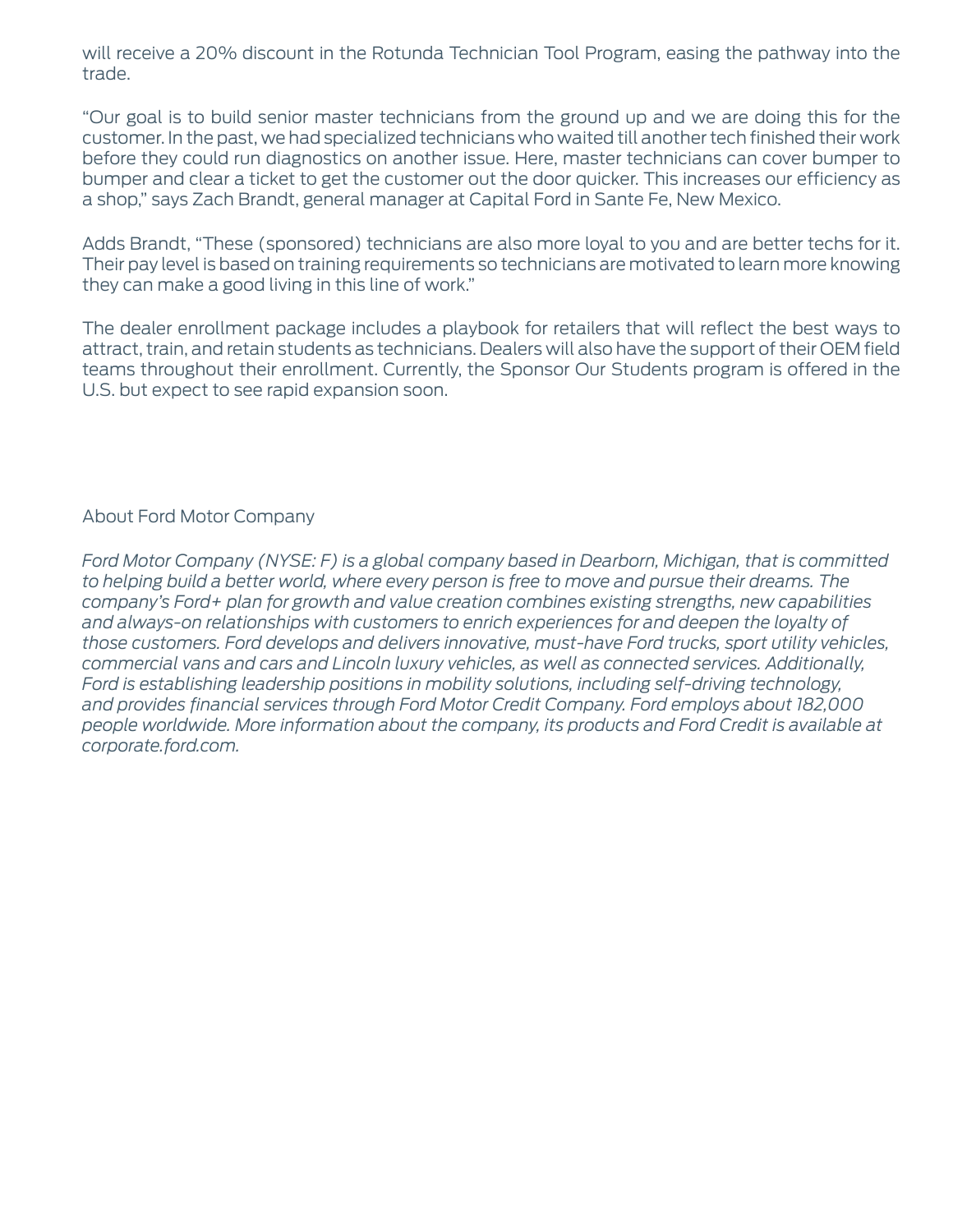will receive a 20% discount in the Rotunda Technician Tool Program, easing the pathway into the trade.

"Our goal is to build senior master technicians from the ground up and we are doing this for the customer. In the past, we had specialized technicians who waited till another tech finished their work before they could run diagnostics on another issue. Here, master technicians can cover bumper to bumper and clear a ticket to get the customer out the door quicker. This increases our efficiency as a shop," says Zach Brandt, general manager at Capital Ford in Sante Fe, New Mexico.

Adds Brandt, "These (sponsored) technicians are also more loyal to you and are better techs for it. Their pay level is based on training requirements so technicians are motivated to learn more knowing they can make a good living in this line of work."

The dealer enrollment package includes a playbook for retailers that will reflect the best ways to attract, train, and retain students as technicians. Dealers will also have the support of their OEM field teams throughout their enrollment. Currently, the Sponsor Our Students program is offered in the U.S. but expect to see rapid expansion soon.

## About Ford Motor Company

*Ford Motor Company (NYSE: F) is a global company based in Dearborn, Michigan, that is committed to helping build a better world, where every person is free to move and pursue their dreams. The company's Ford+ plan for growth and value creation combines existing strengths, new capabilities and always-on relationships with customers to enrich experiences for and deepen the loyalty of those customers. Ford develops and delivers innovative, must-have Ford trucks, sport utility vehicles, commercial vans and cars and Lincoln luxury vehicles, as well as connected services. Additionally, Ford is establishing leadership positions in mobility solutions, including self-driving technology, and provides financial services through Ford Motor Credit Company. Ford employs about 182,000 people worldwide. More information about the company, its products and Ford Credit is available at corporate.ford.com.*